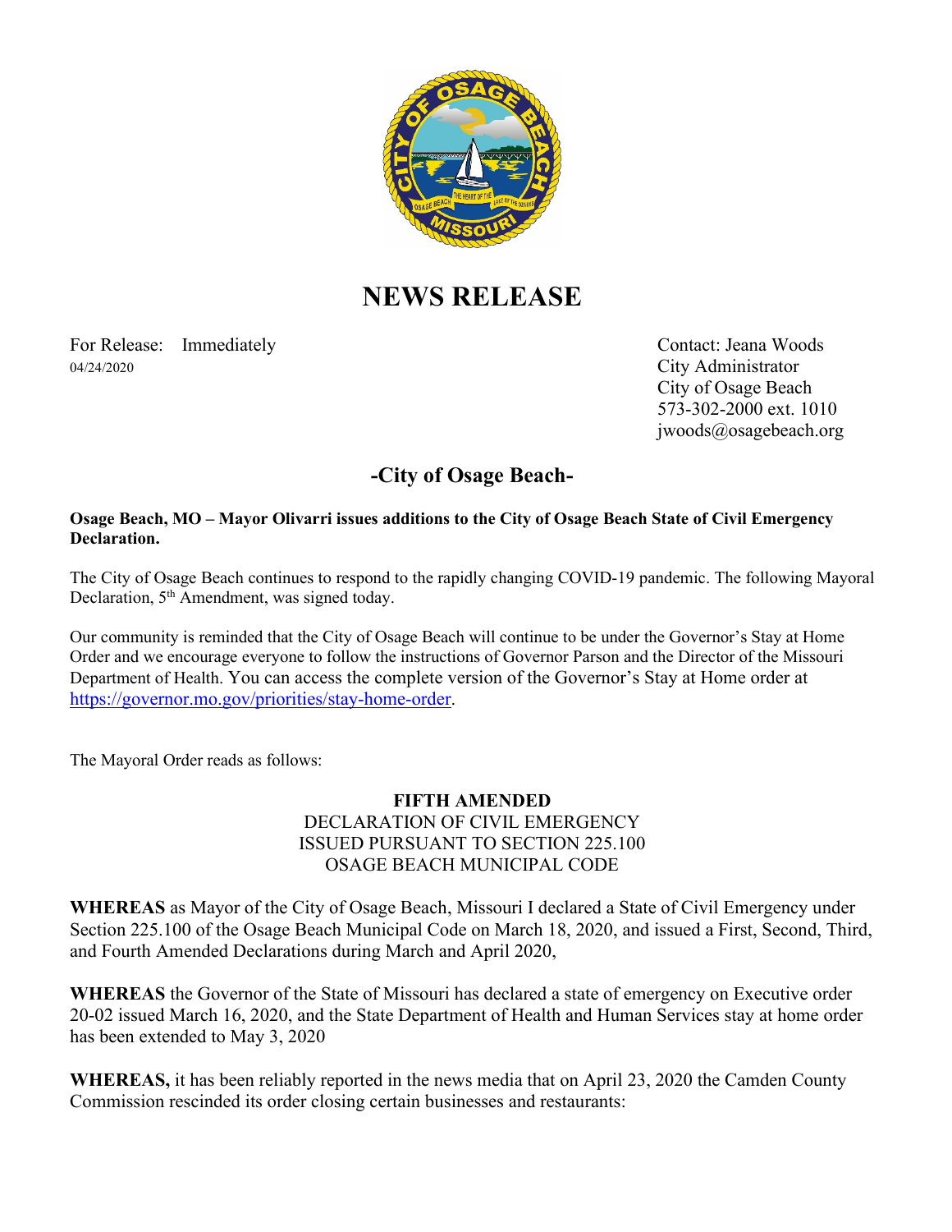# NEWS RELEASE

For Release: Immediately
04/24/2020

Contact: Jeana Woods
City Administrator
City of Osage Beach
573-302-2000 ext. 1010
jwoods@osagebeach.org

## -City of Osage Beach-

**Osage Beach, MO – Mayor Olivarri issues additions to the City of Osage Beach State of Civil Emergency Declaration.**

The City of Osage Beach continues to respond to the rapidly changing COVID-19 pandemic. The following Mayoral Declaration, 5th Amendment, was signed today.

Our community is reminded that the City of Osage Beach will continue to be under the Governor's Stay at Home Order and we encourage everyone to follow the instructions of Governor Parson and the Director of the Missouri Department of Health. You can access the complete version of the Governor's Stay at Home order at https://governor.mo.gov/priorities/stay-home-order.

The Mayoral Order reads as follows:

**FIFTH AMENDED**
DECLARATION OF CIVIL EMERGENCY
ISSUED PURSUANT TO SECTION 225.100
OSAGE BEACH MUNICIPAL CODE

**WHEREAS** as Mayor of the City of Osage Beach, Missouri I declared a State of Civil Emergency under Section 225.100 of the Osage Beach Municipal Code on March 18, 2020, and issued a First, Second, Third, and Fourth Amended Declarations during March and April 2020,

**WHEREAS** the Governor of the State of Missouri has declared a state of emergency on Executive order 20-02 issued March 16, 2020, and the State Department of Health and Human Services stay at home order has been extended to May 3, 2020

**WHEREAS,** it has been reliably reported in the news media that on April 23, 2020 the Camden County Commission rescinded its order closing certain businesses and restaurants: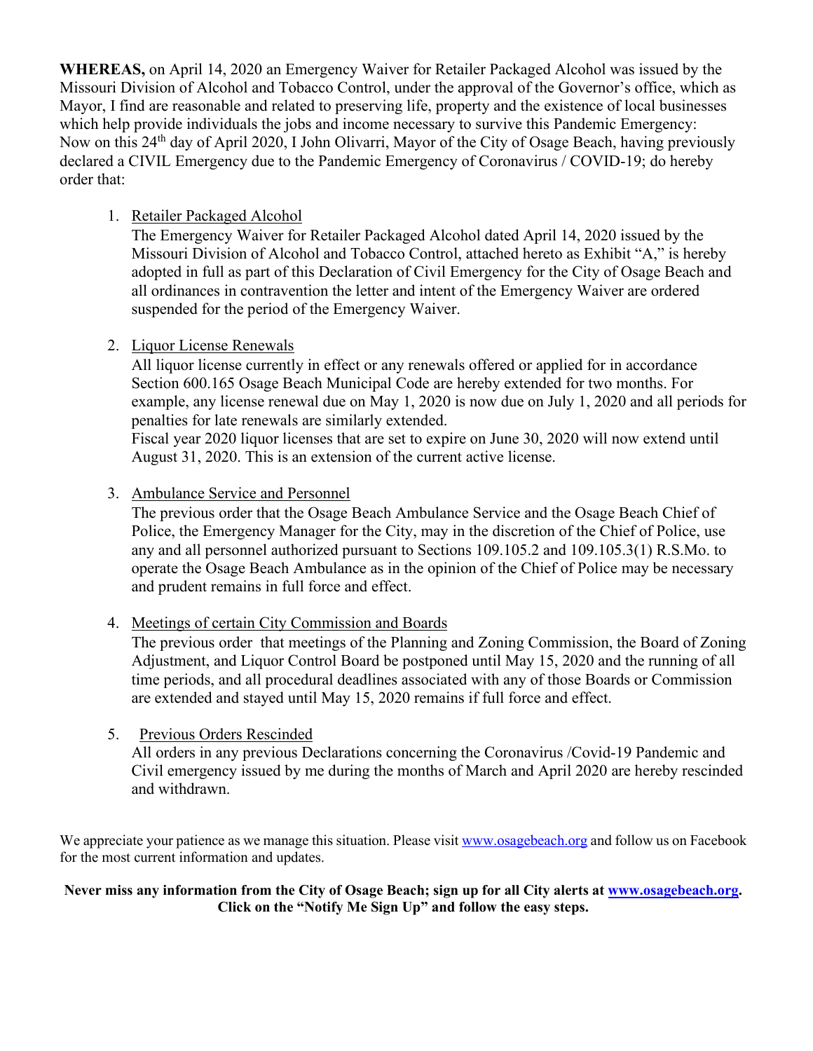**WHEREAS,** on April 14, 2020 an Emergency Waiver for Retailer Packaged Alcohol was issued by the Missouri Division of Alcohol and Tobacco Control, under the approval of the Governor's office, which as Mayor, I find are reasonable and related to preserving life, property and the existence of local businesses which help provide individuals the jobs and income necessary to survive this Pandemic Emergency:
Now on this 24th day of April 2020, I John Olivarri, Mayor of the City of Osage Beach, having previously declared a CIVIL Emergency due to the Pandemic Emergency of Coronavirus / COVID-19; do hereby order that:

1. Retailer Packaged Alcohol
   The Emergency Waiver for Retailer Packaged Alcohol dated April 14, 2020 issued by the Missouri Division of Alcohol and Tobacco Control, attached hereto as Exhibit "A," is hereby adopted in full as part of this Declaration of Civil Emergency for the City of Osage Beach and all ordinances in contravention the letter and intent of the Emergency Waiver are ordered suspended for the period of the Emergency Waiver.

2. Liquor License Renewals
   All liquor license currently in effect or any renewals offered or applied for in accordance Section 600.165 Osage Beach Municipal Code are hereby extended for two months. For example, any license renewal due on May 1, 2020 is now due on July 1, 2020 and all periods for penalties for late renewals are similarly extended.
   Fiscal year 2020 liquor licenses that are set to expire on June 30, 2020 will now extend until August 31, 2020. This is an extension of the current active license.

3. Ambulance Service and Personnel
   The previous order that the Osage Beach Ambulance Service and the Osage Beach Chief of Police, the Emergency Manager for the City, may in the discretion of the Chief of Police, use any and all personnel authorized pursuant to Sections 109.105.2 and 109.105.3(1) R.S.Mo. to operate the Osage Beach Ambulance as in the opinion of the Chief of Police may be necessary and prudent remains in full force and effect.

4. Meetings of certain City Commission and Boards
   The previous order that meetings of the Planning and Zoning Commission, the Board of Zoning Adjustment, and Liquor Control Board be postponed until May 15, 2020 and the running of all time periods, and all procedural deadlines associated with any of those Boards or Commission are extended and stayed until May 15, 2020 remains if full force and effect.

5. Previous Orders Rescinded
   All orders in any previous Declarations concerning the Coronavirus /Covid-19 Pandemic and Civil emergency issued by me during the months of March and April 2020 are hereby rescinded and withdrawn.

We appreciate your patience as we manage this situation. Please visit www.osagebeach.org and follow us on Facebook for the most current information and updates.

**Never miss any information from the City of Osage Beach; sign up for all City alerts at www.osagebeach.org. Click on the "Notify Me Sign Up" and follow the easy steps.**